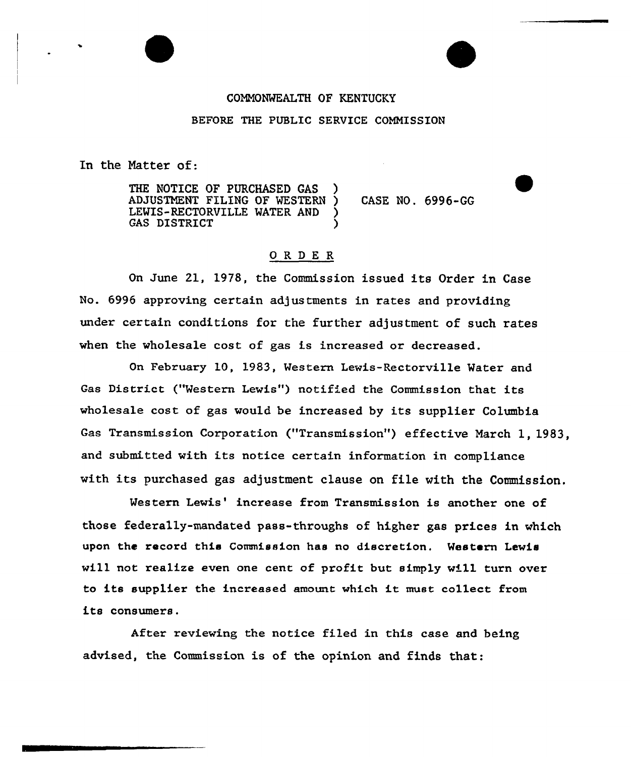COMMONWEALTH OF KENTUCKY

BEFORE THE PUBLIC SERVICE COMMISSION

In the Matter of:

THE NOTICE OF PURCHASED GAS ADJUSTMENT FILING OF WESTERN LEWIS-RECTORVILLE WATER AND GAS DISTRICT ) CASE NO. 6996-GG

ORDER

On June 21, 1978, the Commission issued its Order in Case No. 6996 approving certain adjustments in rates and providing under certain conditions for the further adjustment of such rates when the wholesale cost of gas is increased or decreased.

On February 10, 1983, Western Lewis-Rectorville Water and Gas District ("Western Lewis") notified the Commission that its wholesale cost of gas would be increased by its supplier Columbia Gas Transmission Corporation ("Transmission") effective March 1, 1983, and submitted with its notice certain information in compliance with its purchased gas adjustment clause on file with the Commission.

Western Lewis' increase from Transmission is another one of those federally-mandated pass-throughs of higher gas prices in which upon the record this Commission has no discretion. Western Lewis will not realize even one cent of profit but simply will turn over to its supplier the increased amount which it must collect from its consumers.

After reviewing the notice filed in this case and being advised, the Commission is of the opinion and finds that: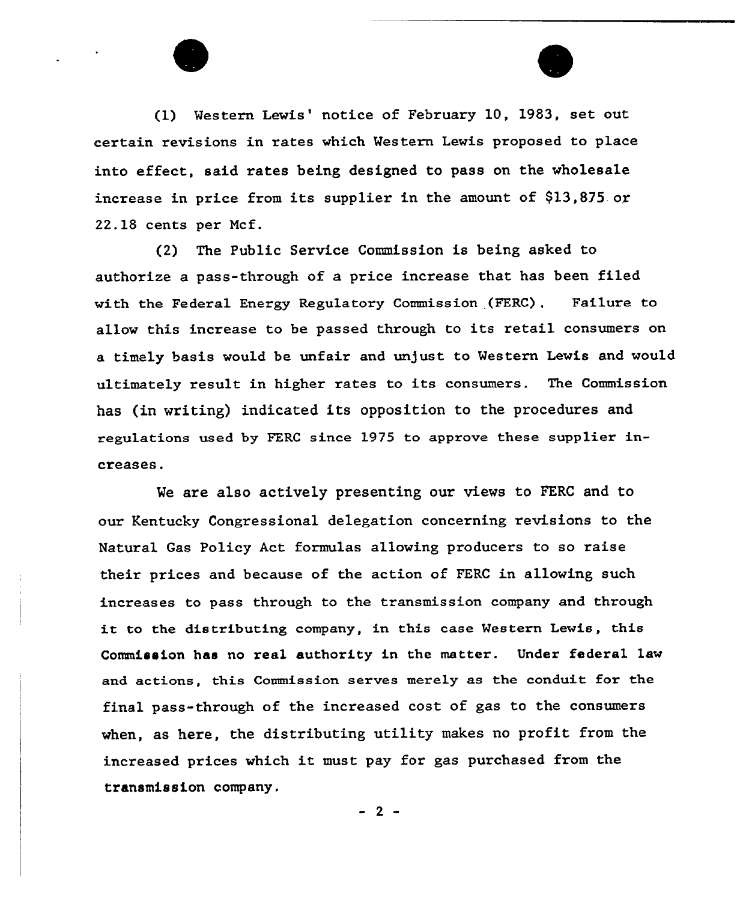(1) Western Lewis' notice of February 10, 1983, set out certain revisions in rates which Western Lewis proposed to place into effect, said rates being designed to pass on the wholesale increase in price from its supplier in the amount of $13,875 or 22.18 cents per Mcf.

(2) The Public Service Commission is being asked to authorize a pass-through of a price increase that has been filed with the Federal Energy Regulatory Commission (FERC). Failure to allow this increase to be passed through to its retail consumers on a timely basis would be unfair and unjust to Western Lewis and would ultimately result in higher rates to its consumers. The Commission has (in writing) indicated its opposition to the procedures and regulations used by FERC since 1975 to approve these supplier increases.

We are also actively presenting our views to FERC and to our Kentucky Congressional delegation concerning revisions to the Natural Gas Policy Act formulas allowing producers to so raise their prices and because of the action of FERC in allowing such increases to pass through to the transmission company and through it to the distributing company, in this case Western Lewis, this Commission has no real authority in the matter. Under federal law and actions, this Commission serves merely as the conduit for the final pass-through of the increased cost of gas to the consumers when, as here, the distributing utility makes no profit from the increased prices which it must pay for gas purchased from the transmission company.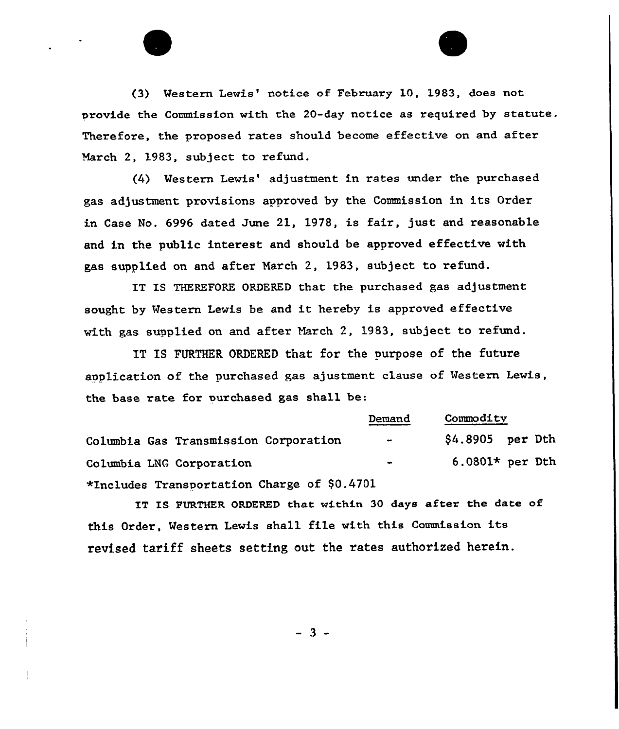(3) Western Lewis' notice of February 10, 1983, does not provide the Commission with the 20-day notice as required by statute. Therefore, the proposed rates should become effective on and after March 2, 1983, subject to refund.

(4) Western Lewis' adjustment in rates under the purchased gas adjustment provisions approved by the Commission in its Order in Case No. 6996 dated June 21, 1978, is fair, just and reasonable and in the public interest and should be approved effective with gas supplied on and after March 2, 1983, subject to refund.

IT IS THEREFORE ORDERED that the purchased gas adjustment sought by Western Lewis be and it hereby is approved effective with gas supplied on and after March 2, 1983, subject to refund.

IT IS FURTHER ORDERED that for the purpose of the future application of the purchased gas ajustment clause of Western Lewis, the base rate for purchased gas shall be:

| | Demand | Commodity |
|---|---|---|
| Columbia Gas Transmission Corporation | - | $4.8905 per Dth |
| Columbia LNG Corporation | - | 6.0801* per Dth |

*Includes Transportation Charge of $0.4701

IT IS FURTHER ORDERED that within 30 days after the date of this Order, Western Lewis shall file with this Commission its revised tariff sheets setting out the rates authorized herein.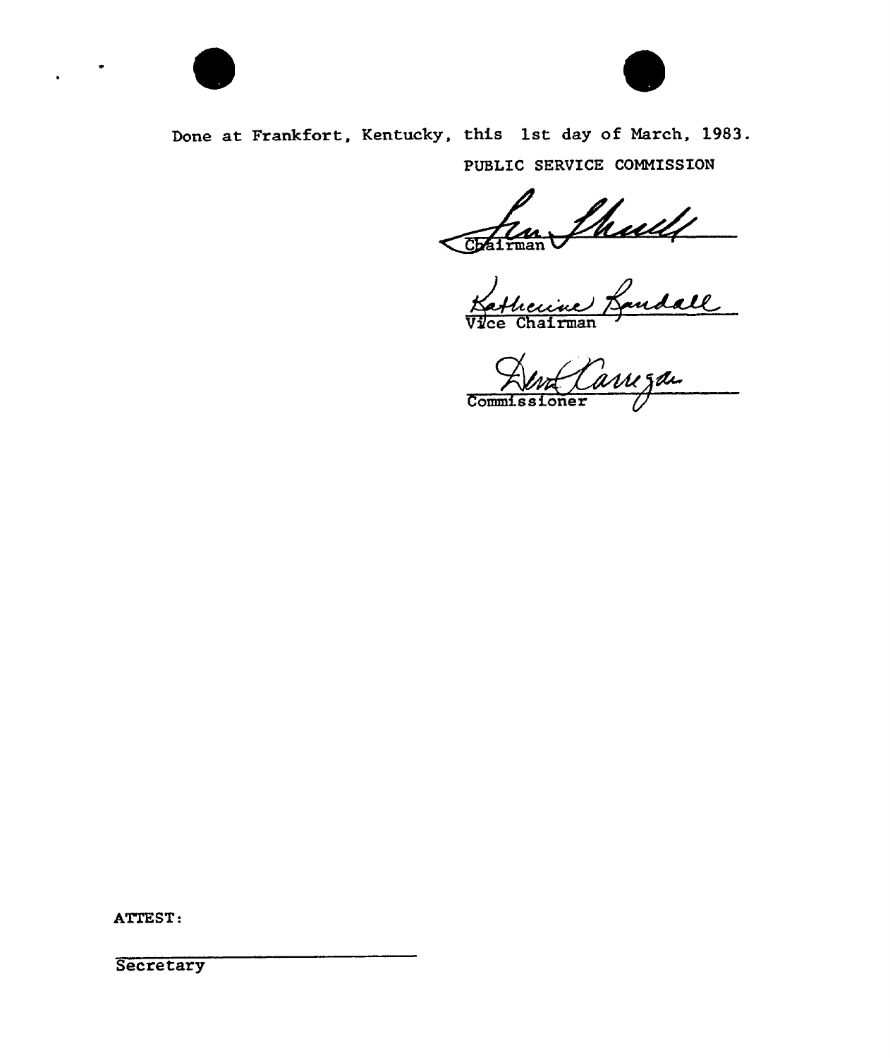Done at Frankfort, Kentucky, this 1st day of March, 1983.

PUBLIC SERVICE COMMISSION

Chairman

Vice Chairman

Commissioner

ATTEST:

Secretary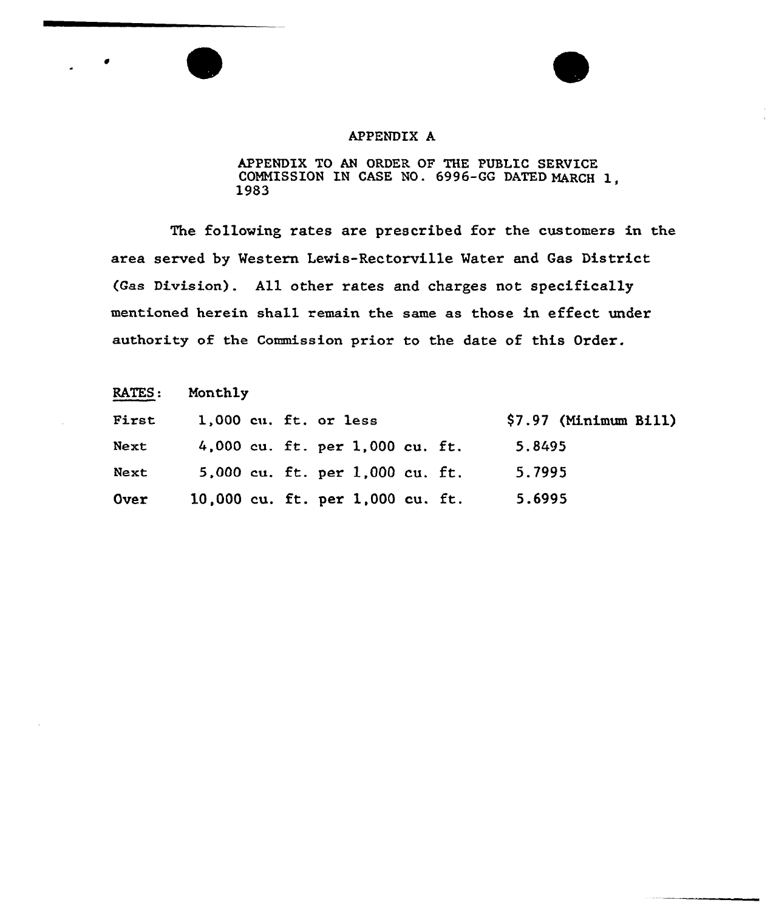# APPENDIX A

APPENDIX TO AN ORDER OF THE PUBLIC SERVICE COMMISSION IN CASE NO. 6996-GG DATED MARCH 1, 1983

The following rates are prescribed for the customers in the area served by Western Lewis-Rectorville Water and Gas District (Gas Division). All other rates and charges not specifically mentioned herein shall remain the same as those in effect under authority of the Commission prior to the date of this Order.

<u>RATES</u>: Monthly

| | | |
|---|---|---|
| First | 1,000 cu. ft. or less | $7.97 (Minimum Bill) |
| Next | 4,000 cu. ft. per 1,000 cu. ft. | 5.8495 |
| Next | 5,000 cu. ft. per 1,000 cu. ft. | 5.7995 |
| Over | 10,000 cu. ft. per 1,000 cu. ft. | 5.6995 |